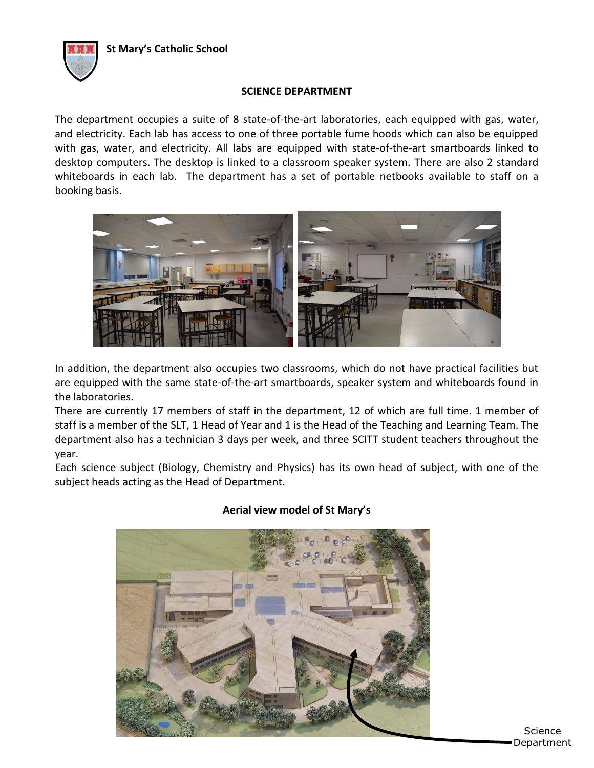**St Mary's Catholic School**

## SCIENCE DEPARTMENT

The department occupies a suite of 8 state-of-the-art laboratories, each equipped with gas, water, and electricity. Each lab has access to one of three portable fume hoods which can also be equipped with gas, water, and electricity. All labs are equipped with state-of-the-art smartboards linked to desktop computers. The desktop is linked to a classroom speaker system. There are also 2 standard whiteboards in each lab. The department has a set of portable netbooks available to staff on a booking basis.

In addition, the department also occupies two classrooms, which do not have practical facilities but are equipped with the same state-of-the-art smartboards, speaker system and whiteboards found in the laboratories.

There are currently 17 members of staff in the department, 12 of which are full time. 1 member of staff is a member of the SLT, 1 Head of Year and 1 is the Head of the Teaching and Learning Team. The department also has a technician 3 days per week, and three SCITT student teachers throughout the year.

Each science subject (Biology, Chemistry and Physics) has its own head of subject, with one of the subject heads acting as the Head of Department.

**Aerial view model of St Mary's**

Science Department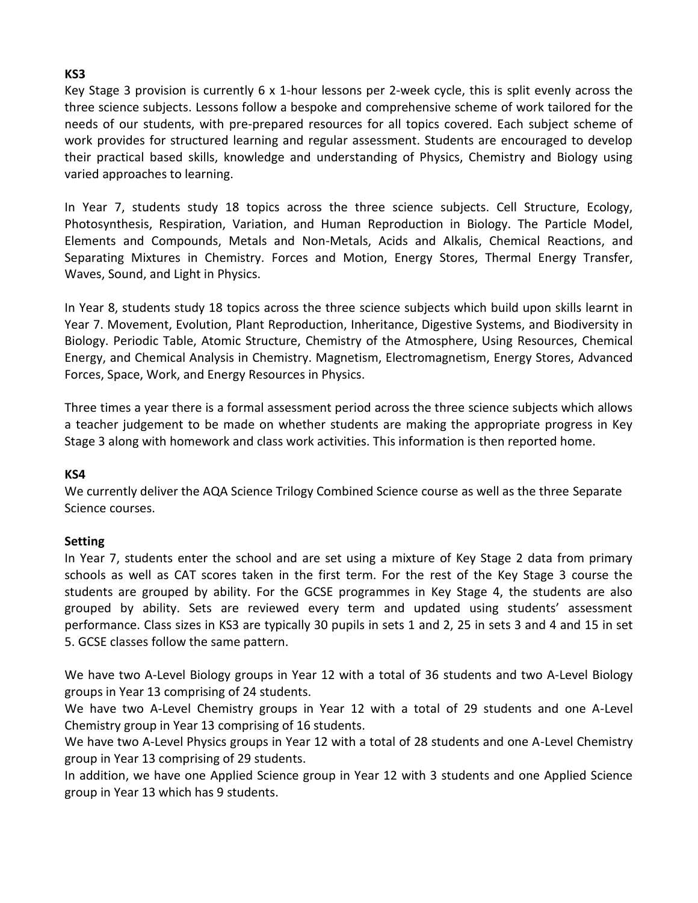**KS3**

Key Stage 3 provision is currently 6 x 1-hour lessons per 2-week cycle, this is split evenly across the three science subjects. Lessons follow a bespoke and comprehensive scheme of work tailored for the needs of our students, with pre-prepared resources for all topics covered. Each subject scheme of work provides for structured learning and regular assessment. Students are encouraged to develop their practical based skills, knowledge and understanding of Physics, Chemistry and Biology using varied approaches to learning.

In Year 7, students study 18 topics across the three science subjects. Cell Structure, Ecology, Photosynthesis, Respiration, Variation, and Human Reproduction in Biology. The Particle Model, Elements and Compounds, Metals and Non-Metals, Acids and Alkalis, Chemical Reactions, and Separating Mixtures in Chemistry. Forces and Motion, Energy Stores, Thermal Energy Transfer, Waves, Sound, and Light in Physics.

In Year 8, students study 18 topics across the three science subjects which build upon skills learnt in Year 7. Movement, Evolution, Plant Reproduction, Inheritance, Digestive Systems, and Biodiversity in Biology. Periodic Table, Atomic Structure, Chemistry of the Atmosphere, Using Resources, Chemical Energy, and Chemical Analysis in Chemistry. Magnetism, Electromagnetism, Energy Stores, Advanced Forces, Space, Work, and Energy Resources in Physics.

Three times a year there is a formal assessment period across the three science subjects which allows a teacher judgement to be made on whether students are making the appropriate progress in Key Stage 3 along with homework and class work activities. This information is then reported home.

**KS4**

We currently deliver the AQA Science Trilogy Combined Science course as well as the three Separate Science courses.

**Setting**

In Year 7, students enter the school and are set using a mixture of Key Stage 2 data from primary schools as well as CAT scores taken in the first term. For the rest of the Key Stage 3 course the students are grouped by ability. For the GCSE programmes in Key Stage 4, the students are also grouped by ability. Sets are reviewed every term and updated using students' assessment performance. Class sizes in KS3 are typically 30 pupils in sets 1 and 2, 25 in sets 3 and 4 and 15 in set 5. GCSE classes follow the same pattern.

We have two A-Level Biology groups in Year 12 with a total of 36 students and two A-Level Biology groups in Year 13 comprising of 24 students.
We have two A-Level Chemistry groups in Year 12 with a total of 29 students and one A-Level Chemistry group in Year 13 comprising of 16 students.
We have two A-Level Physics groups in Year 12 with a total of 28 students and one A-Level Chemistry group in Year 13 comprising of 29 students.
In addition, we have one Applied Science group in Year 12 with 3 students and one Applied Science group in Year 13 which has 9 students.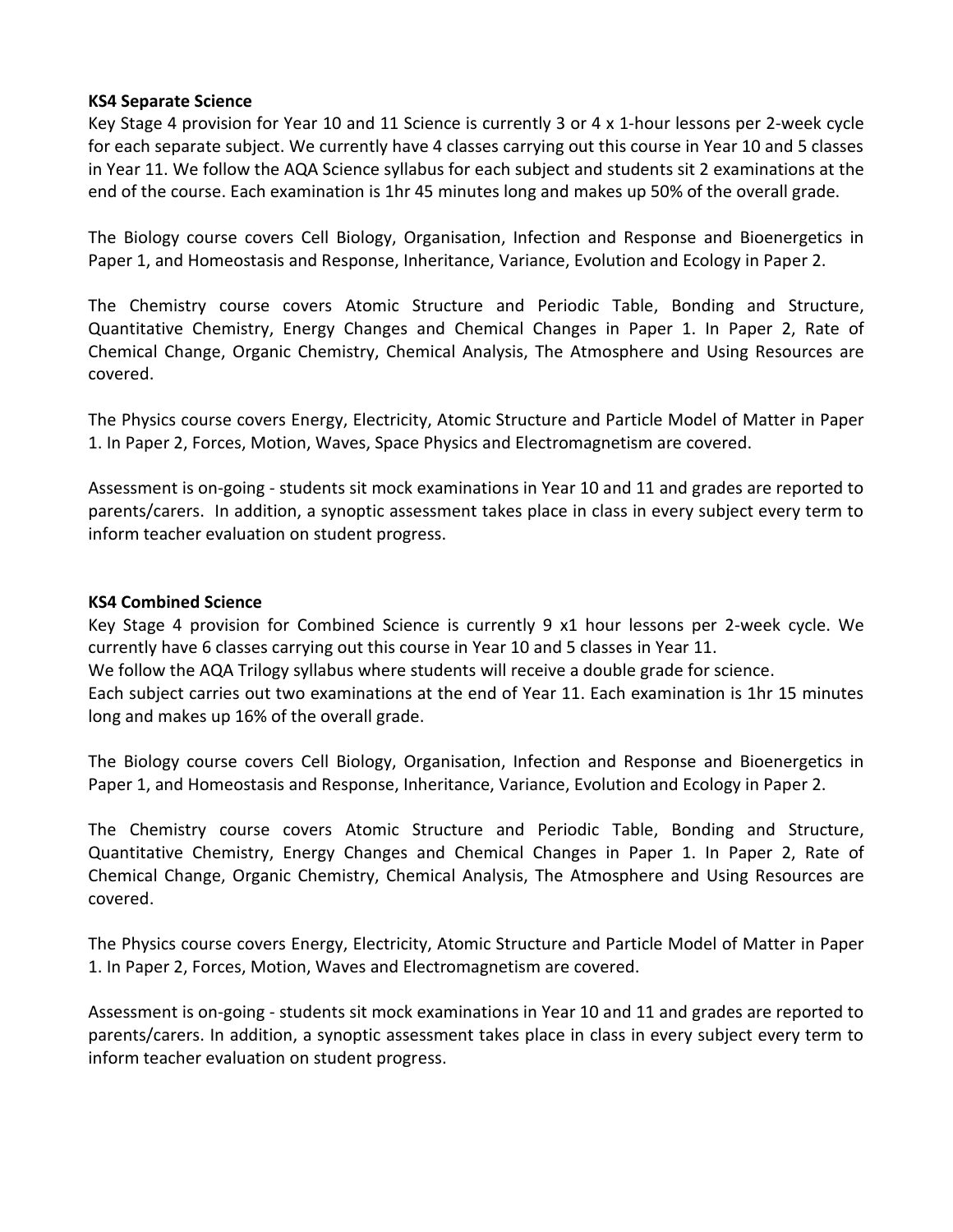**KS4 Separate Science**

Key Stage 4 provision for Year 10 and 11 Science is currently 3 or 4 x 1-hour lessons per 2-week cycle for each separate subject. We currently have 4 classes carrying out this course in Year 10 and 5 classes in Year 11. We follow the AQA Science syllabus for each subject and students sit 2 examinations at the end of the course. Each examination is 1hr 45 minutes long and makes up 50% of the overall grade.

The Biology course covers Cell Biology, Organisation, Infection and Response and Bioenergetics in Paper 1, and Homeostasis and Response, Inheritance, Variance, Evolution and Ecology in Paper 2.

The Chemistry course covers Atomic Structure and Periodic Table, Bonding and Structure, Quantitative Chemistry, Energy Changes and Chemical Changes in Paper 1. In Paper 2, Rate of Chemical Change, Organic Chemistry, Chemical Analysis, The Atmosphere and Using Resources are covered.

The Physics course covers Energy, Electricity, Atomic Structure and Particle Model of Matter in Paper 1. In Paper 2, Forces, Motion, Waves, Space Physics and Electromagnetism are covered.

Assessment is on-going - students sit mock examinations in Year 10 and 11 and grades are reported to parents/carers. In addition, a synoptic assessment takes place in class in every subject every term to inform teacher evaluation on student progress.

**KS4 Combined Science**

Key Stage 4 provision for Combined Science is currently 9 x1 hour lessons per 2-week cycle. We currently have 6 classes carrying out this course in Year 10 and 5 classes in Year 11.
We follow the AQA Trilogy syllabus where students will receive a double grade for science.
Each subject carries out two examinations at the end of Year 11. Each examination is 1hr 15 minutes long and makes up 16% of the overall grade.

The Biology course covers Cell Biology, Organisation, Infection and Response and Bioenergetics in Paper 1, and Homeostasis and Response, Inheritance, Variance, Evolution and Ecology in Paper 2.

The Chemistry course covers Atomic Structure and Periodic Table, Bonding and Structure, Quantitative Chemistry, Energy Changes and Chemical Changes in Paper 1. In Paper 2, Rate of Chemical Change, Organic Chemistry, Chemical Analysis, The Atmosphere and Using Resources are covered.

The Physics course covers Energy, Electricity, Atomic Structure and Particle Model of Matter in Paper 1. In Paper 2, Forces, Motion, Waves and Electromagnetism are covered.

Assessment is on-going - students sit mock examinations in Year 10 and 11 and grades are reported to parents/carers. In addition, a synoptic assessment takes place in class in every subject every term to inform teacher evaluation on student progress.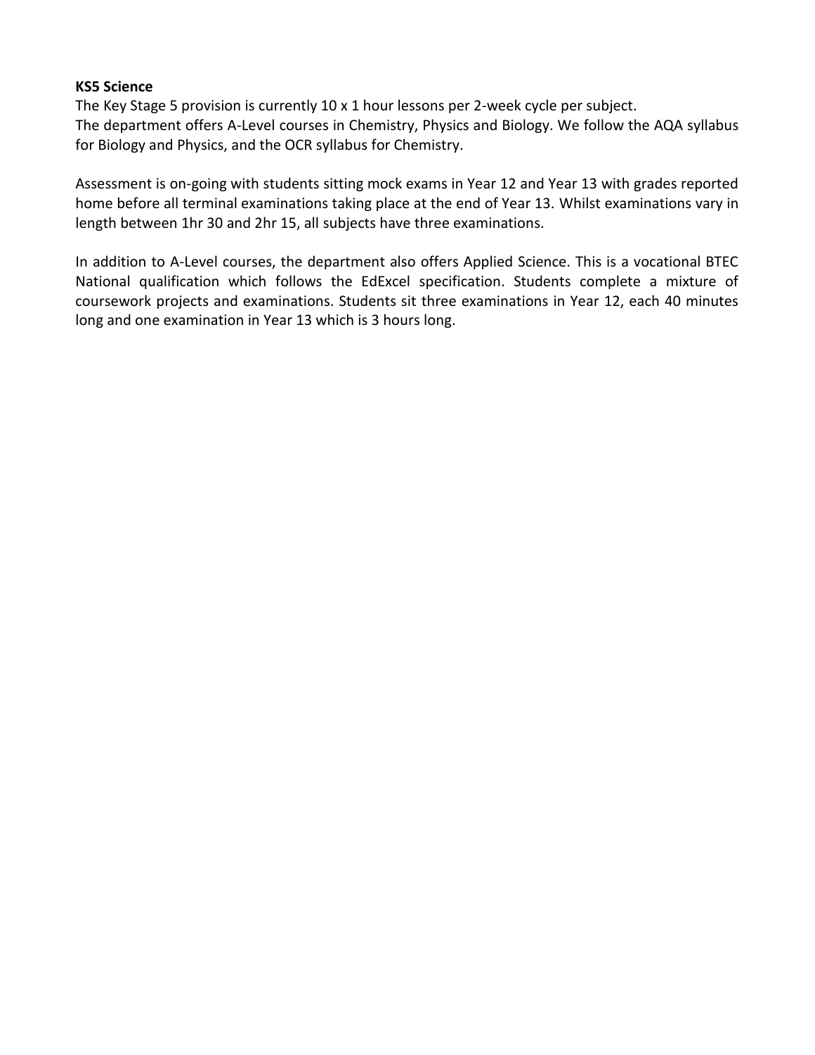**KS5 Science**

The Key Stage 5 provision is currently 10 x 1 hour lessons per 2-week cycle per subject.
The department offers A-Level courses in Chemistry, Physics and Biology. We follow the AQA syllabus for Biology and Physics, and the OCR syllabus for Chemistry.

Assessment is on-going with students sitting mock exams in Year 12 and Year 13 with grades reported home before all terminal examinations taking place at the end of Year 13. Whilst examinations vary in length between 1hr 30 and 2hr 15, all subjects have three examinations.

In addition to A-Level courses, the department also offers Applied Science. This is a vocational BTEC National qualification which follows the EdExcel specification. Students complete a mixture of coursework projects and examinations. Students sit three examinations in Year 12, each 40 minutes long and one examination in Year 13 which is 3 hours long.